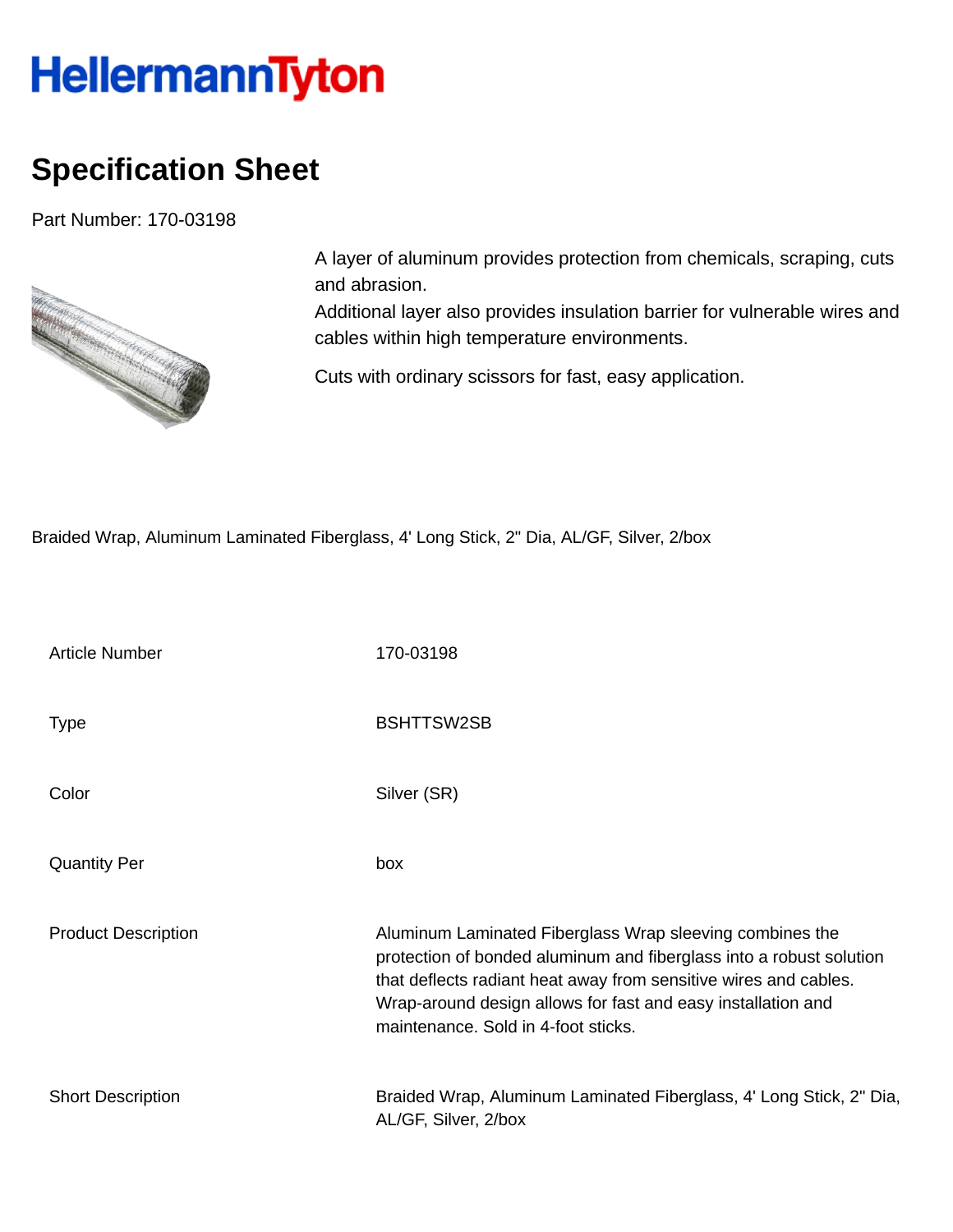# HellermannTyton

## Specification Sheet

Part Number: 170-03198

A layer of aluminum provides protection from chemicals, scraping, cuts and abrasion.
Additional layer also provides insulation barrier for vulnerable wires and cables within high temperature environments.

Cuts with ordinary scissors for fast, easy application.

Braided Wrap, Aluminum Laminated Fiberglass, 4' Long Stick, 2" Dia, AL/GF, Silver, 2/box

| | |
|---|---|
| Article Number | 170-03198 |
| Type | BSHTTSW2SB |
| Color | Silver (SR) |
| Quantity Per | box |
| Product Description | Aluminum Laminated Fiberglass Wrap sleeving combines the protection of bonded aluminum and fiberglass into a robust solution that deflects radiant heat away from sensitive wires and cables. Wrap-around design allows for fast and easy installation and maintenance. Sold in 4-foot sticks. |
| Short Description | Braided Wrap, Aluminum Laminated Fiberglass, 4' Long Stick, 2" Dia, AL/GF, Silver, 2/box |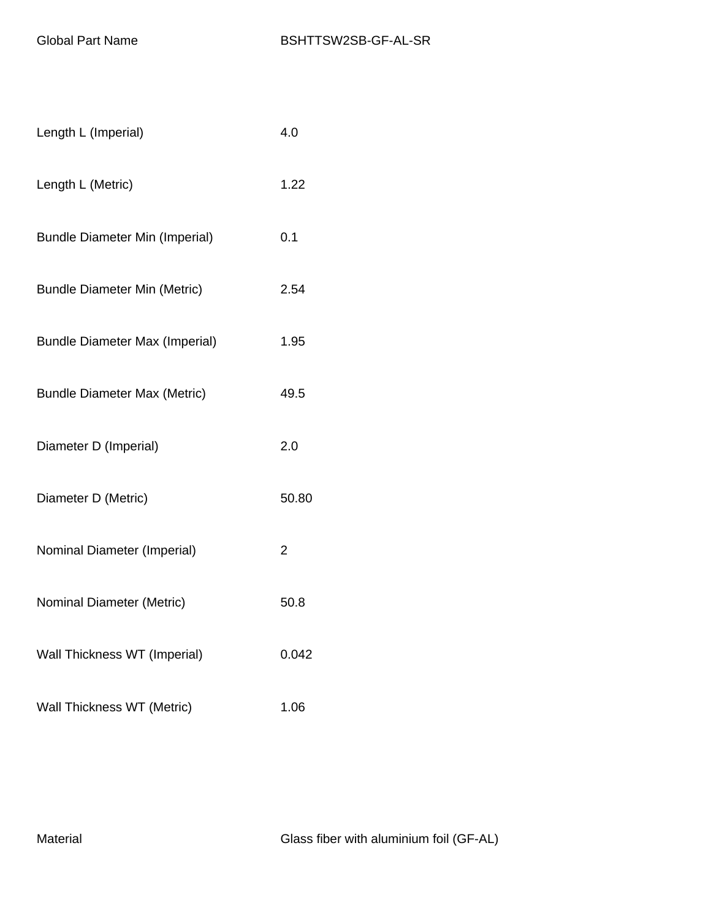| | |
|---|---|
| Global Part Name | BSHTTSW2SB-GF-AL-SR |
| Length L (Imperial) | 4.0 |
| Length L (Metric) | 1.22 |
| Bundle Diameter Min (Imperial) | 0.1 |
| Bundle Diameter Min (Metric) | 2.54 |
| Bundle Diameter Max (Imperial) | 1.95 |
| Bundle Diameter Max (Metric) | 49.5 |
| Diameter D (Imperial) | 2.0 |
| Diameter D (Metric) | 50.80 |
| Nominal Diameter (Imperial) | 2 |
| Nominal Diameter (Metric) | 50.8 |
| Wall Thickness WT (Imperial) | 0.042 |
| Wall Thickness WT (Metric) | 1.06 |
| Material | Glass fiber with aluminium foil (GF-AL) |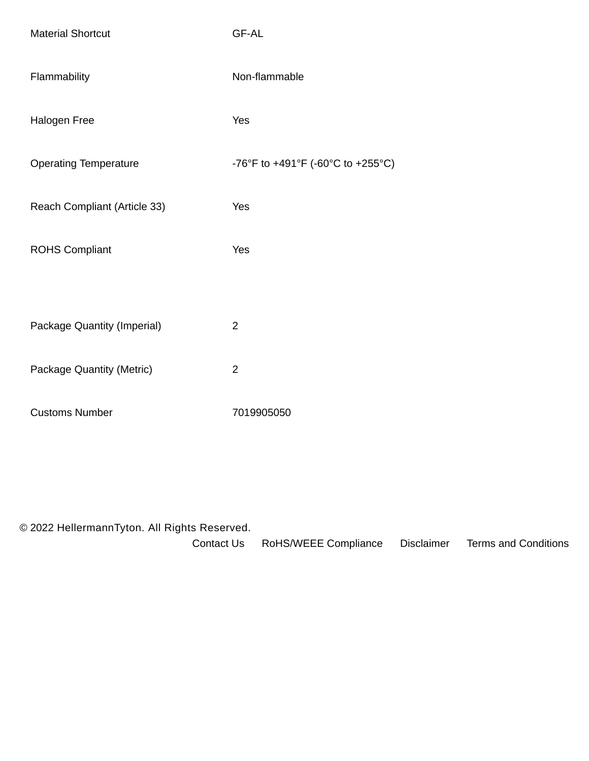| | |
|---|---|
| Material Shortcut | GF-AL |
| Flammability | Non-flammable |
| Halogen Free | Yes |
| Operating Temperature | -76°F to +491°F (-60°C to +255°C) |
| Reach Compliant (Article 33) | Yes |
| ROHS Compliant | Yes |

| | |
|---|---|
| Package Quantity (Imperial) | 2 |
| Package Quantity (Metric) | 2 |
| Customs Number | 7019905050 |

© 2022 HellermannTyton. All Rights Reserved.

Contact Us RoHS/WEEE Compliance Disclaimer Terms and Conditions